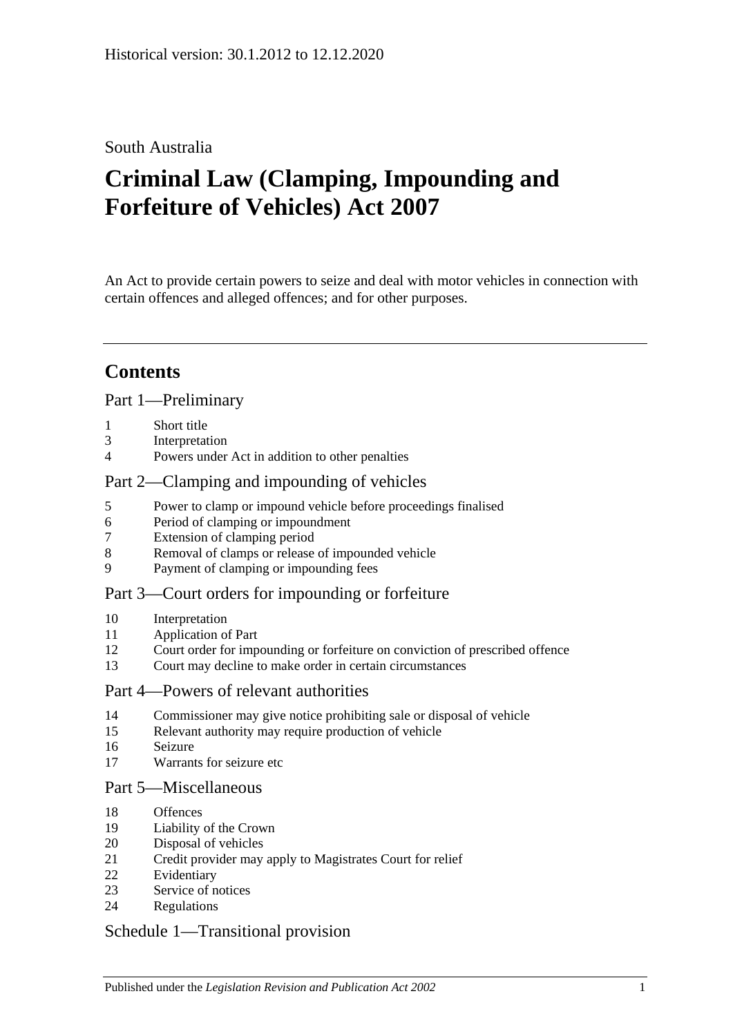Historical version: 30.1.2012 to 12.12.2020

South Australia

# Criminal Law (Clamping, Impounding and Forfeiture of Vehicles) Act 2007

An Act to provide certain powers to seize and deal with motor vehicles in connection with certain offences and alleged offences; and for other purposes.

## Contents

Part 1—Preliminary

1 Short title
3 Interpretation
4 Powers under Act in addition to other penalties

Part 2—Clamping and impounding of vehicles

5 Power to clamp or impound vehicle before proceedings finalised
6 Period of clamping or impoundment
7 Extension of clamping period
8 Removal of clamps or release of impounded vehicle
9 Payment of clamping or impounding fees

Part 3—Court orders for impounding or forfeiture

10 Interpretation
11 Application of Part
12 Court order for impounding or forfeiture on conviction of prescribed offence
13 Court may decline to make order in certain circumstances

Part 4—Powers of relevant authorities

14 Commissioner may give notice prohibiting sale or disposal of vehicle
15 Relevant authority may require production of vehicle
16 Seizure
17 Warrants for seizure etc

Part 5—Miscellaneous

18 Offences
19 Liability of the Crown
20 Disposal of vehicles
21 Credit provider may apply to Magistrates Court for relief
22 Evidentiary
23 Service of notices
24 Regulations

Schedule 1—Transitional provision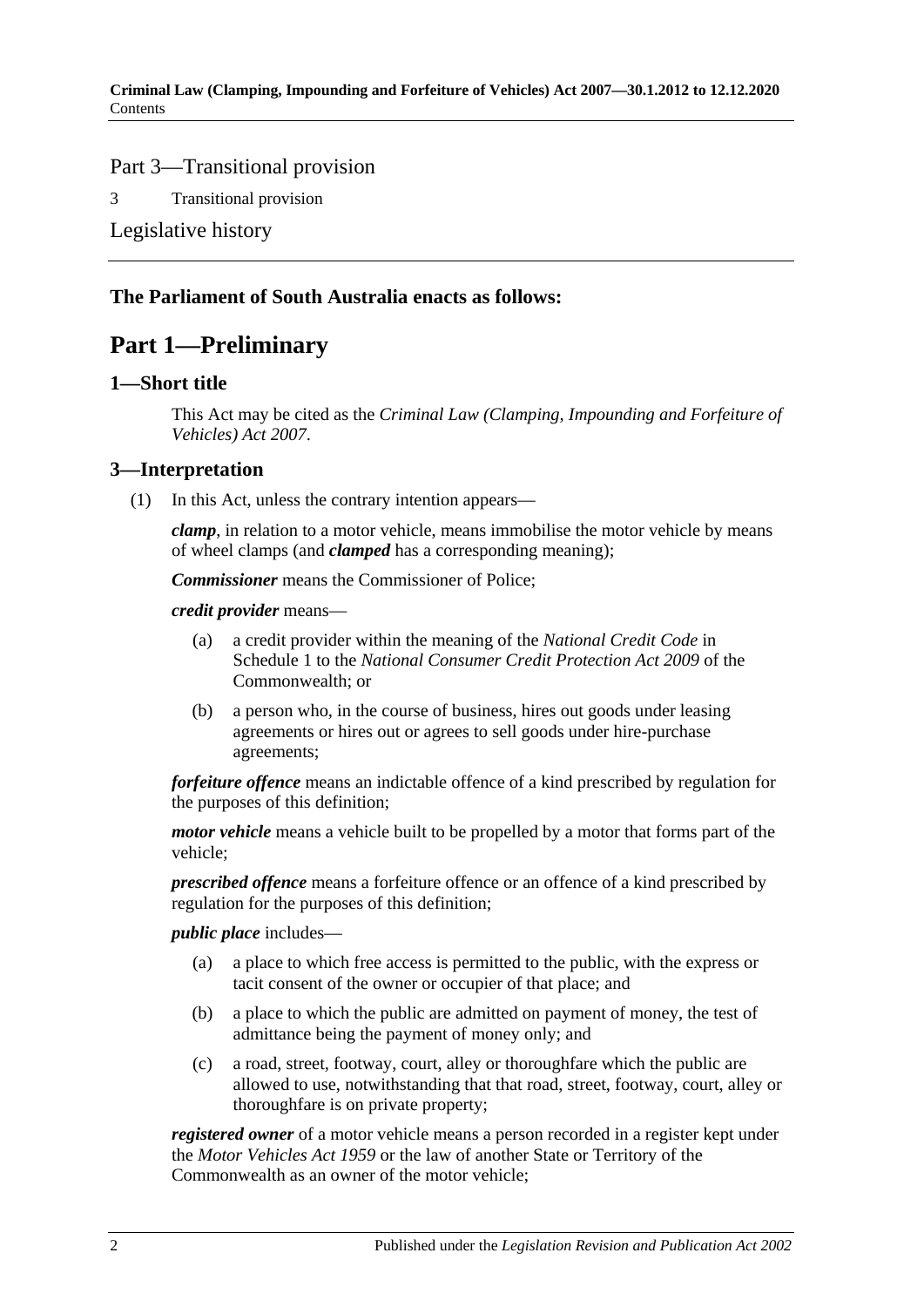Part 3—Transitional provision

3 Transitional provision

Legislative history

**The Parliament of South Australia enacts as follows:**

# Part 1—Preliminary

## 1—Short title

This Act may be cited as the *Criminal Law (Clamping, Impounding and Forfeiture of Vehicles) Act 2007*.

## 3—Interpretation

(1) In this Act, unless the contrary intention appears—

***clamp***, in relation to a motor vehicle, means immobilise the motor vehicle by means of wheel clamps (and ***clamped*** has a corresponding meaning);

***Commissioner*** means the Commissioner of Police;

***credit provider*** means—

(a) a credit provider within the meaning of the *National Credit Code* in Schedule 1 to the *National Consumer Credit Protection Act 2009* of the Commonwealth; or

(b) a person who, in the course of business, hires out goods under leasing agreements or hires out or agrees to sell goods under hire-purchase agreements;

***forfeiture offence*** means an indictable offence of a kind prescribed by regulation for the purposes of this definition;

***motor vehicle*** means a vehicle built to be propelled by a motor that forms part of the vehicle;

***prescribed offence*** means a forfeiture offence or an offence of a kind prescribed by regulation for the purposes of this definition;

***public place*** includes—

(a) a place to which free access is permitted to the public, with the express or tacit consent of the owner or occupier of that place; and

(b) a place to which the public are admitted on payment of money, the test of admittance being the payment of money only; and

(c) a road, street, footway, court, alley or thoroughfare which the public are allowed to use, notwithstanding that that road, street, footway, court, alley or thoroughfare is on private property;

***registered owner*** of a motor vehicle means a person recorded in a register kept under the *Motor Vehicles Act 1959* or the law of another State or Territory of the Commonwealth as an owner of the motor vehicle;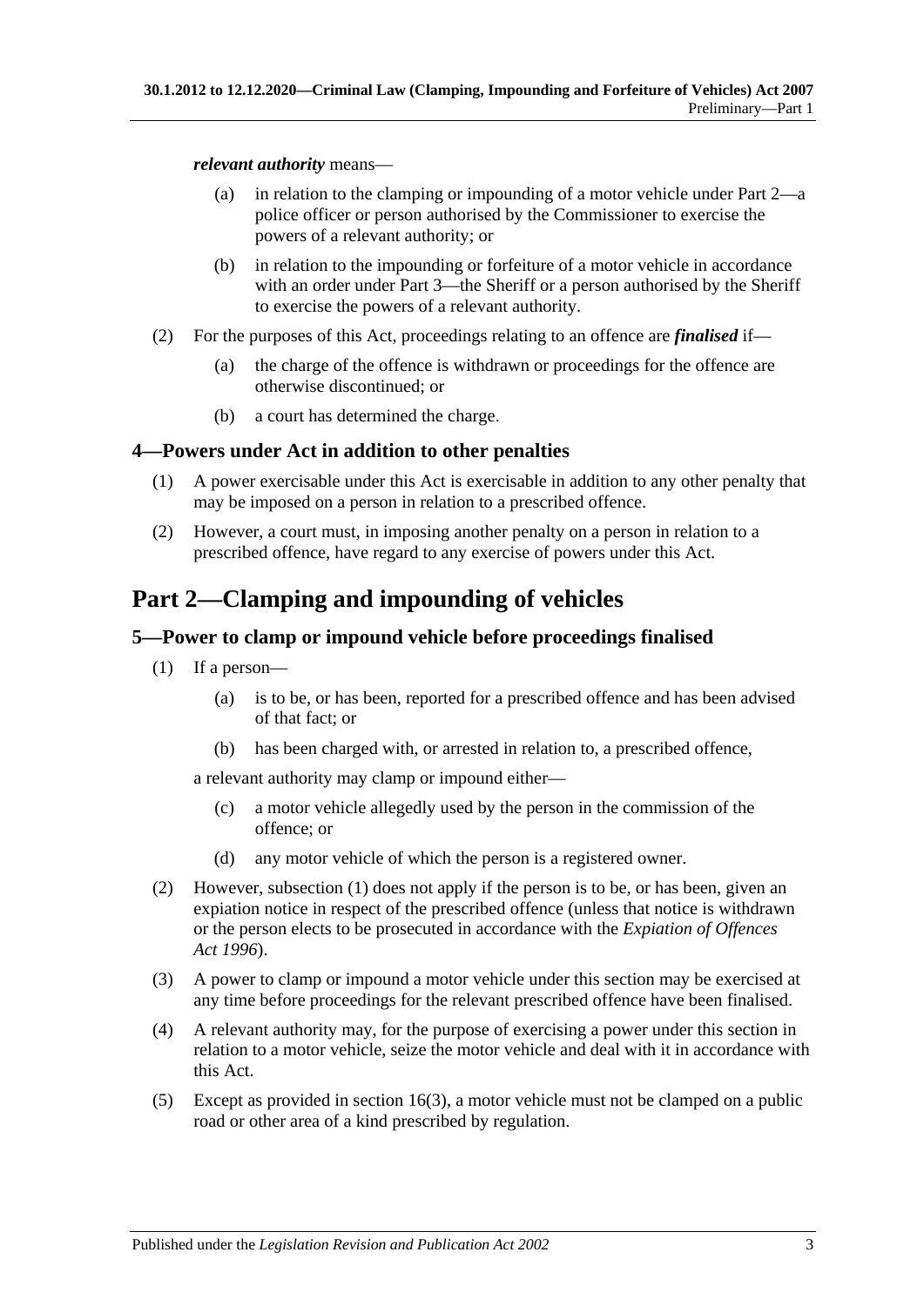***relevant authority*** means—

- (a) in relation to the clamping or impounding of a motor vehicle under Part 2—a police officer or person authorised by the Commissioner to exercise the powers of a relevant authority; or
- (b) in relation to the impounding or forfeiture of a motor vehicle in accordance with an order under Part 3—the Sheriff or a person authorised by the Sheriff to exercise the powers of a relevant authority.

(2) For the purposes of this Act, proceedings relating to an offence are ***finalised*** if—

- (a) the charge of the offence is withdrawn or proceedings for the offence are otherwise discontinued; or
- (b) a court has determined the charge.

### 4—Powers under Act in addition to other penalties

(1) A power exercisable under this Act is exercisable in addition to any other penalty that may be imposed on a person in relation to a prescribed offence.

(2) However, a court must, in imposing another penalty on a person in relation to a prescribed offence, have regard to any exercise of powers under this Act.

## Part 2—Clamping and impounding of vehicles

### 5—Power to clamp or impound vehicle before proceedings finalised

(1) If a person—

- (a) is to be, or has been, reported for a prescribed offence and has been advised of that fact; or
- (b) has been charged with, or arrested in relation to, a prescribed offence,

a relevant authority may clamp or impound either—

- (c) a motor vehicle allegedly used by the person in the commission of the offence; or
- (d) any motor vehicle of which the person is a registered owner.

(2) However, subsection (1) does not apply if the person is to be, or has been, given an expiation notice in respect of the prescribed offence (unless that notice is withdrawn or the person elects to be prosecuted in accordance with the *Expiation of Offences Act 1996*).

(3) A power to clamp or impound a motor vehicle under this section may be exercised at any time before proceedings for the relevant prescribed offence have been finalised.

(4) A relevant authority may, for the purpose of exercising a power under this section in relation to a motor vehicle, seize the motor vehicle and deal with it in accordance with this Act.

(5) Except as provided in section 16(3), a motor vehicle must not be clamped on a public road or other area of a kind prescribed by regulation.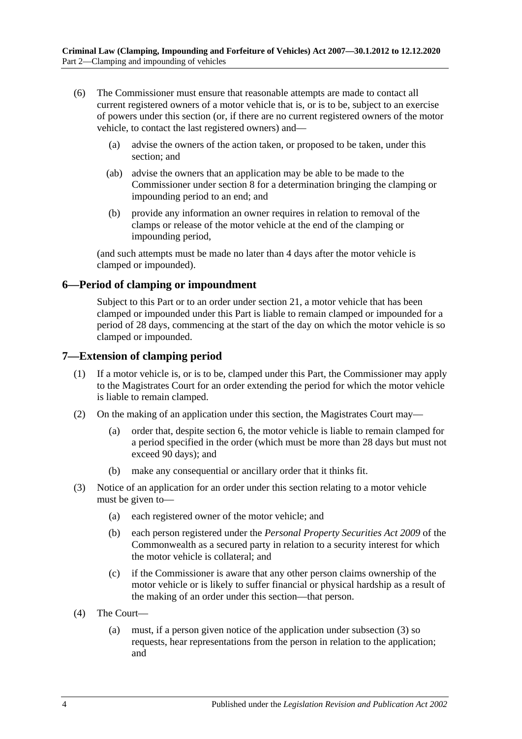(6) The Commissioner must ensure that reasonable attempts are made to contact all current registered owners of a motor vehicle that is, or is to be, subject to an exercise of powers under this section (or, if there are no current registered owners of the motor vehicle, to contact the last registered owners) and—

(a) advise the owners of the action taken, or proposed to be taken, under this section; and

(ab) advise the owners that an application may be able to be made to the Commissioner under section 8 for a determination bringing the clamping or impounding period to an end; and

(b) provide any information an owner requires in relation to removal of the clamps or release of the motor vehicle at the end of the clamping or impounding period,

(and such attempts must be made no later than 4 days after the motor vehicle is clamped or impounded).

## 6—Period of clamping or impoundment

Subject to this Part or to an order under section 21, a motor vehicle that has been clamped or impounded under this Part is liable to remain clamped or impounded for a period of 28 days, commencing at the start of the day on which the motor vehicle is so clamped or impounded.

## 7—Extension of clamping period

(1) If a motor vehicle is, or is to be, clamped under this Part, the Commissioner may apply to the Magistrates Court for an order extending the period for which the motor vehicle is liable to remain clamped.

(2) On the making of an application under this section, the Magistrates Court may—

(a) order that, despite section 6, the motor vehicle is liable to remain clamped for a period specified in the order (which must be more than 28 days but must not exceed 90 days); and

(b) make any consequential or ancillary order that it thinks fit.

(3) Notice of an application for an order under this section relating to a motor vehicle must be given to—

(a) each registered owner of the motor vehicle; and

(b) each person registered under the *Personal Property Securities Act 2009* of the Commonwealth as a secured party in relation to a security interest for which the motor vehicle is collateral; and

(c) if the Commissioner is aware that any other person claims ownership of the motor vehicle or is likely to suffer financial or physical hardship as a result of the making of an order under this section—that person.

(4) The Court—

(a) must, if a person given notice of the application under subsection (3) so requests, hear representations from the person in relation to the application; and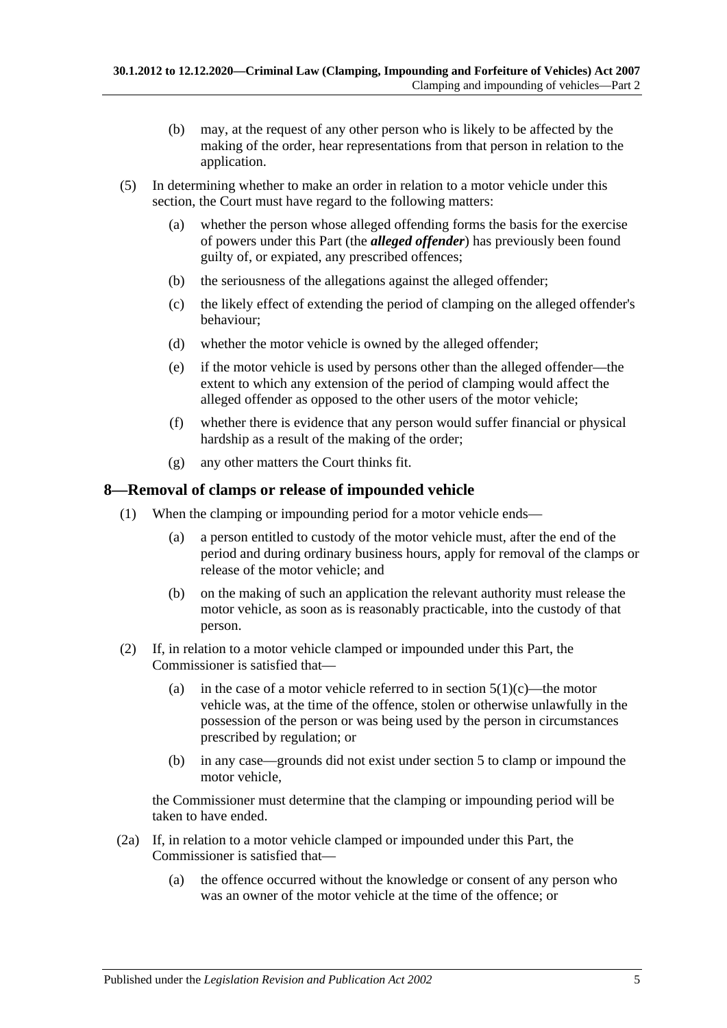(b) may, at the request of any other person who is likely to be affected by the making of the order, hear representations from that person in relation to the application.

(5) In determining whether to make an order in relation to a motor vehicle under this section, the Court must have regard to the following matters:

(a) whether the person whose alleged offending forms the basis for the exercise of powers under this Part (the ***alleged offender***) has previously been found guilty of, or expiated, any prescribed offences;

(b) the seriousness of the allegations against the alleged offender;

(c) the likely effect of extending the period of clamping on the alleged offender's behaviour;

(d) whether the motor vehicle is owned by the alleged offender;

(e) if the motor vehicle is used by persons other than the alleged offender—the extent to which any extension of the period of clamping would affect the alleged offender as opposed to the other users of the motor vehicle;

(f) whether there is evidence that any person would suffer financial or physical hardship as a result of the making of the order;

(g) any other matters the Court thinks fit.

## 8—Removal of clamps or release of impounded vehicle

(1) When the clamping or impounding period for a motor vehicle ends—

(a) a person entitled to custody of the motor vehicle must, after the end of the period and during ordinary business hours, apply for removal of the clamps or release of the motor vehicle; and

(b) on the making of such an application the relevant authority must release the motor vehicle, as soon as is reasonably practicable, into the custody of that person.

(2) If, in relation to a motor vehicle clamped or impounded under this Part, the Commissioner is satisfied that—

(a) in the case of a motor vehicle referred to in section 5(1)(c)—the motor vehicle was, at the time of the offence, stolen or otherwise unlawfully in the possession of the person or was being used by the person in circumstances prescribed by regulation; or

(b) in any case—grounds did not exist under section 5 to clamp or impound the motor vehicle,

the Commissioner must determine that the clamping or impounding period will be taken to have ended.

(2a) If, in relation to a motor vehicle clamped or impounded under this Part, the Commissioner is satisfied that—

(a) the offence occurred without the knowledge or consent of any person who was an owner of the motor vehicle at the time of the offence; or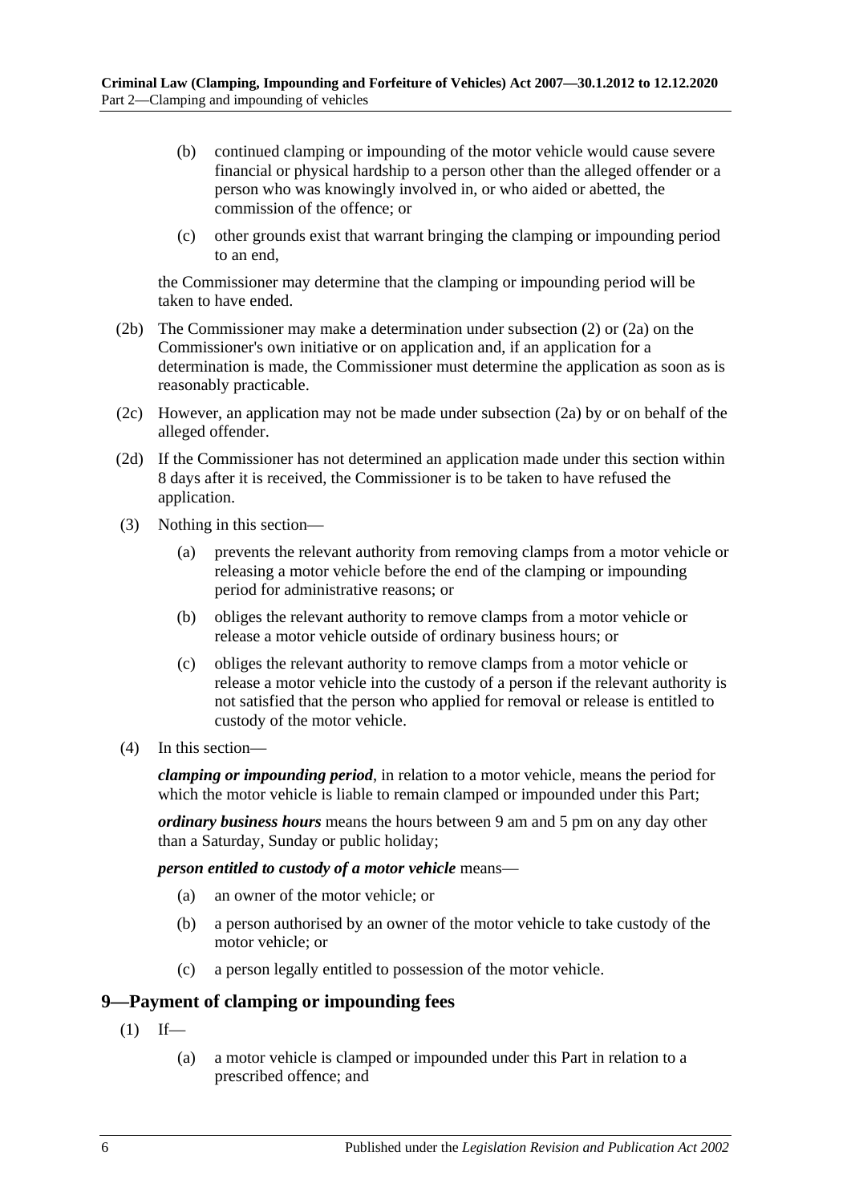(b) continued clamping or impounding of the motor vehicle would cause severe financial or physical hardship to a person other than the alleged offender or a person who was knowingly involved in, or who aided or abetted, the commission of the offence; or

(c) other grounds exist that warrant bringing the clamping or impounding period to an end,

the Commissioner may determine that the clamping or impounding period will be taken to have ended.

(2b) The Commissioner may make a determination under subsection (2) or (2a) on the Commissioner's own initiative or on application and, if an application for a determination is made, the Commissioner must determine the application as soon as is reasonably practicable.

(2c) However, an application may not be made under subsection (2a) by or on behalf of the alleged offender.

(2d) If the Commissioner has not determined an application made under this section within 8 days after it is received, the Commissioner is to be taken to have refused the application.

(3) Nothing in this section—

(a) prevents the relevant authority from removing clamps from a motor vehicle or releasing a motor vehicle before the end of the clamping or impounding period for administrative reasons; or

(b) obliges the relevant authority to remove clamps from a motor vehicle or release a motor vehicle outside of ordinary business hours; or

(c) obliges the relevant authority to remove clamps from a motor vehicle or release a motor vehicle into the custody of a person if the relevant authority is not satisfied that the person who applied for removal or release is entitled to custody of the motor vehicle.

(4) In this section—

***clamping or impounding period***, in relation to a motor vehicle, means the period for which the motor vehicle is liable to remain clamped or impounded under this Part;

***ordinary business hours*** means the hours between 9 am and 5 pm on any day other than a Saturday, Sunday or public holiday;

***person entitled to custody of a motor vehicle*** means—

(a) an owner of the motor vehicle; or

(b) a person authorised by an owner of the motor vehicle to take custody of the motor vehicle; or

(c) a person legally entitled to possession of the motor vehicle.

## 9—Payment of clamping or impounding fees

(1) If—

(a) a motor vehicle is clamped or impounded under this Part in relation to a prescribed offence; and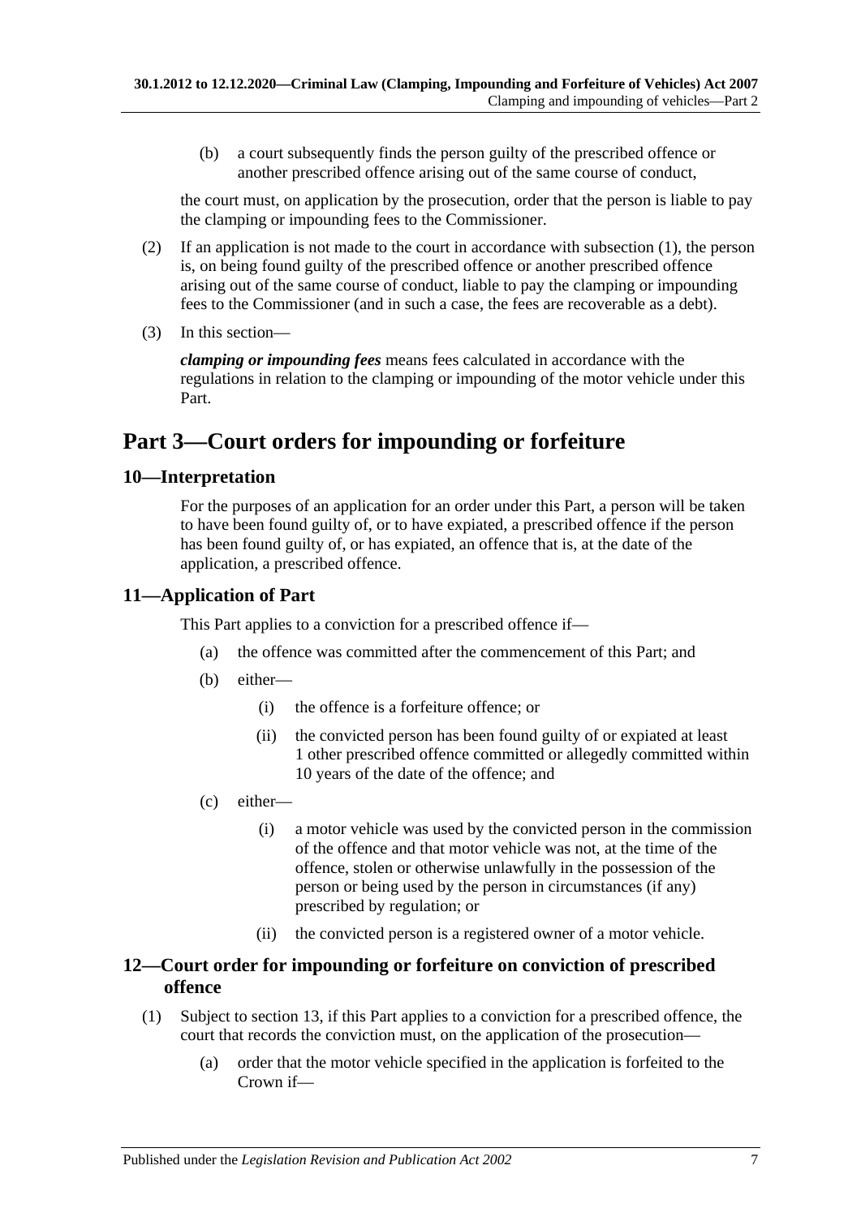(b) a court subsequently finds the person guilty of the prescribed offence or another prescribed offence arising out of the same course of conduct,

the court must, on application by the prosecution, order that the person is liable to pay the clamping or impounding fees to the Commissioner.

(2) If an application is not made to the court in accordance with subsection (1), the person is, on being found guilty of the prescribed offence or another prescribed offence arising out of the same course of conduct, liable to pay the clamping or impounding fees to the Commissioner (and in such a case, the fees are recoverable as a debt).

(3) In this section—

***clamping or impounding fees*** means fees calculated in accordance with the regulations in relation to the clamping or impounding of the motor vehicle under this Part.

# Part 3—Court orders for impounding or forfeiture

## 10—Interpretation

For the purposes of an application for an order under this Part, a person will be taken to have been found guilty of, or to have expiated, a prescribed offence if the person has been found guilty of, or has expiated, an offence that is, at the date of the application, a prescribed offence.

## 11—Application of Part

This Part applies to a conviction for a prescribed offence if—

(a) the offence was committed after the commencement of this Part; and

(b) either—

(i) the offence is a forfeiture offence; or

(ii) the convicted person has been found guilty of or expiated at least 1 other prescribed offence committed or allegedly committed within 10 years of the date of the offence; and

(c) either—

(i) a motor vehicle was used by the convicted person in the commission of the offence and that motor vehicle was not, at the time of the offence, stolen or otherwise unlawfully in the possession of the person or being used by the person in circumstances (if any) prescribed by regulation; or

(ii) the convicted person is a registered owner of a motor vehicle.

## 12—Court order for impounding or forfeiture on conviction of prescribed offence

(1) Subject to section 13, if this Part applies to a conviction for a prescribed offence, the court that records the conviction must, on the application of the prosecution—

(a) order that the motor vehicle specified in the application is forfeited to the Crown if—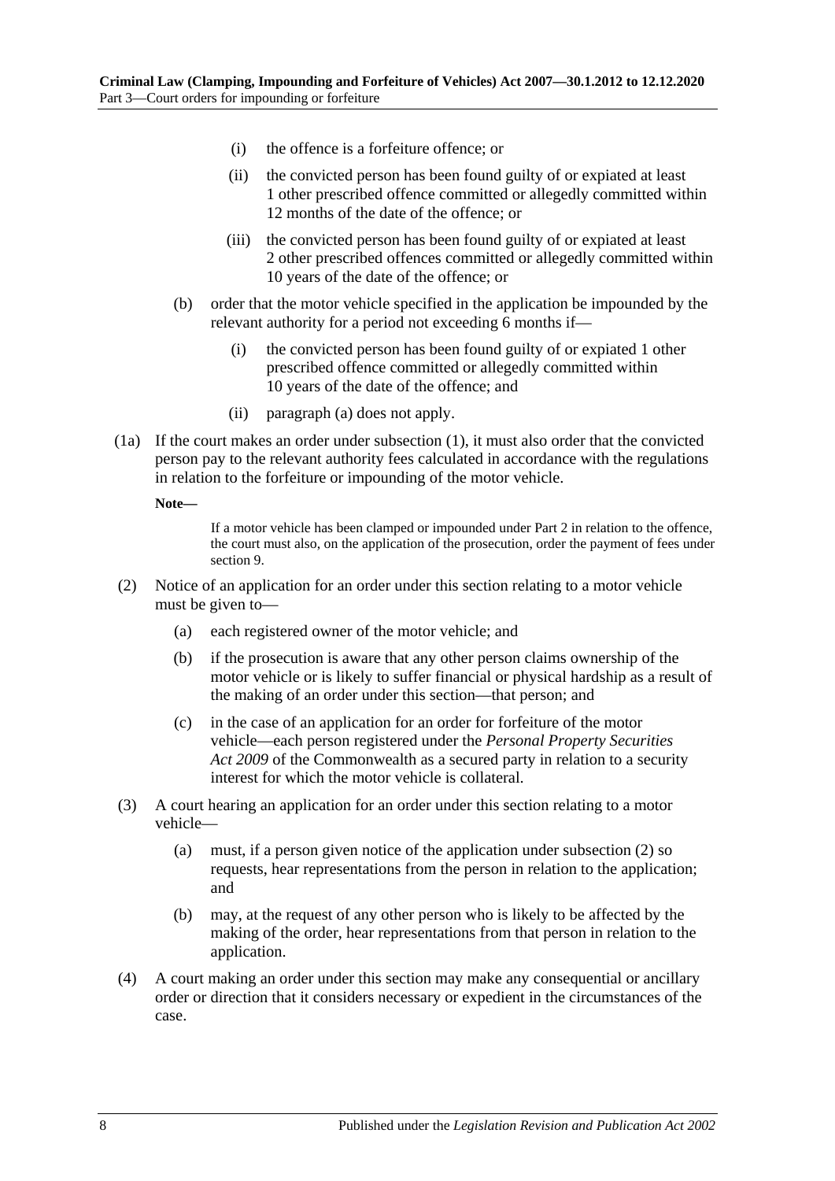(i) the offence is a forfeiture offence; or

(ii) the convicted person has been found guilty of or expiated at least 1 other prescribed offence committed or allegedly committed within 12 months of the date of the offence; or

(iii) the convicted person has been found guilty of or expiated at least 2 other prescribed offences committed or allegedly committed within 10 years of the date of the offence; or

(b) order that the motor vehicle specified in the application be impounded by the relevant authority for a period not exceeding 6 months if—

(i) the convicted person has been found guilty of or expiated 1 other prescribed offence committed or allegedly committed within 10 years of the date of the offence; and

(ii) paragraph (a) does not apply.

(1a) If the court makes an order under subsection (1), it must also order that the convicted person pay to the relevant authority fees calculated in accordance with the regulations in relation to the forfeiture or impounding of the motor vehicle.

**Note—**

If a motor vehicle has been clamped or impounded under Part 2 in relation to the offence, the court must also, on the application of the prosecution, order the payment of fees under section 9.

(2) Notice of an application for an order under this section relating to a motor vehicle must be given to—

(a) each registered owner of the motor vehicle; and

(b) if the prosecution is aware that any other person claims ownership of the motor vehicle or is likely to suffer financial or physical hardship as a result of the making of an order under this section—that person; and

(c) in the case of an application for an order for forfeiture of the motor vehicle—each person registered under the *Personal Property Securities Act 2009* of the Commonwealth as a secured party in relation to a security interest for which the motor vehicle is collateral.

(3) A court hearing an application for an order under this section relating to a motor vehicle—

(a) must, if a person given notice of the application under subsection (2) so requests, hear representations from the person in relation to the application; and

(b) may, at the request of any other person who is likely to be affected by the making of the order, hear representations from that person in relation to the application.

(4) A court making an order under this section may make any consequential or ancillary order or direction that it considers necessary or expedient in the circumstances of the case.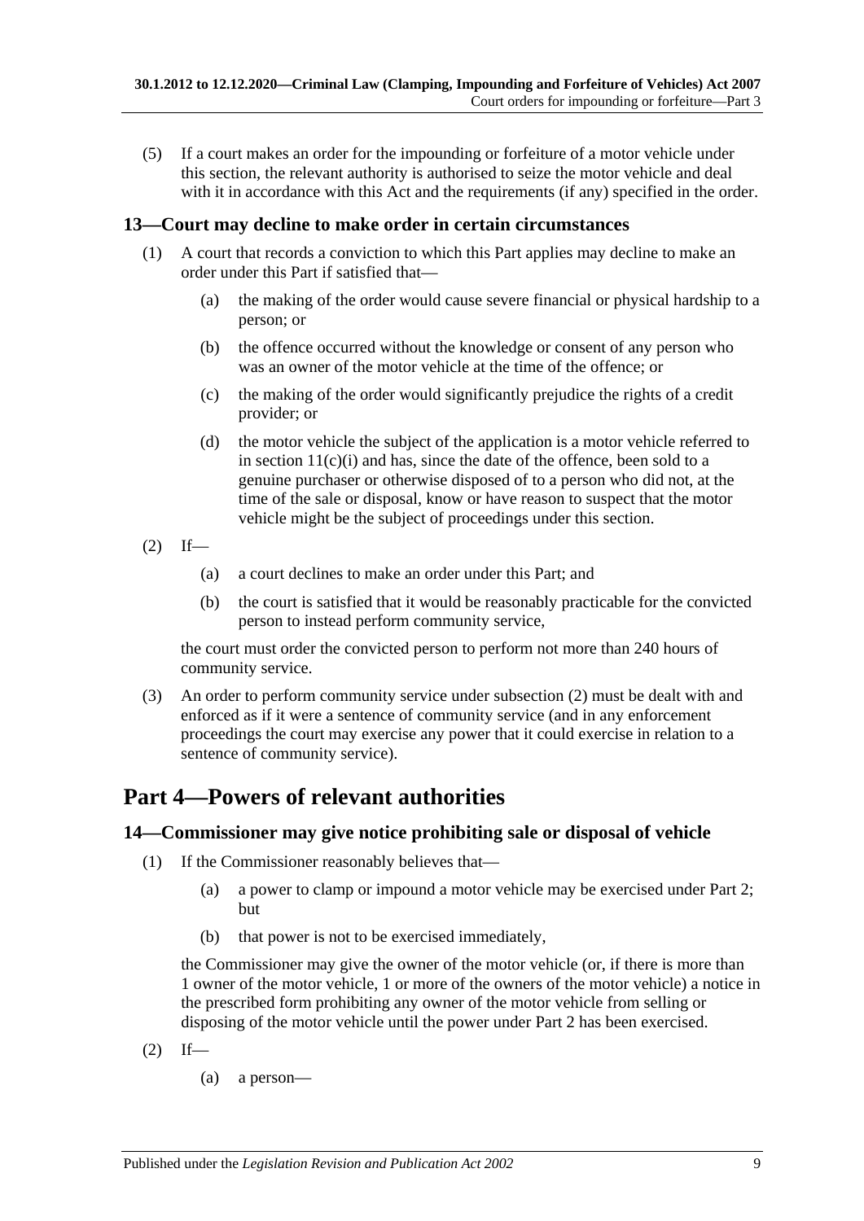(5) If a court makes an order for the impounding or forfeiture of a motor vehicle under this section, the relevant authority is authorised to seize the motor vehicle and deal with it in accordance with this Act and the requirements (if any) specified in the order.

### 13—Court may decline to make order in certain circumstances

(1) A court that records a conviction to which this Part applies may decline to make an order under this Part if satisfied that—

(a) the making of the order would cause severe financial or physical hardship to a person; or

(b) the offence occurred without the knowledge or consent of any person who was an owner of the motor vehicle at the time of the offence; or

(c) the making of the order would significantly prejudice the rights of a credit provider; or

(d) the motor vehicle the subject of the application is a motor vehicle referred to in section 11(c)(i) and has, since the date of the offence, been sold to a genuine purchaser or otherwise disposed of to a person who did not, at the time of the sale or disposal, know or have reason to suspect that the motor vehicle might be the subject of proceedings under this section.

(2) If—

(a) a court declines to make an order under this Part; and

(b) the court is satisfied that it would be reasonably practicable for the convicted person to instead perform community service,

the court must order the convicted person to perform not more than 240 hours of community service.

(3) An order to perform community service under subsection (2) must be dealt with and enforced as if it were a sentence of community service (and in any enforcement proceedings the court may exercise any power that it could exercise in relation to a sentence of community service).

## Part 4—Powers of relevant authorities

### 14—Commissioner may give notice prohibiting sale or disposal of vehicle

(1) If the Commissioner reasonably believes that—

(a) a power to clamp or impound a motor vehicle may be exercised under Part 2; but

(b) that power is not to be exercised immediately,

the Commissioner may give the owner of the motor vehicle (or, if there is more than 1 owner of the motor vehicle, 1 or more of the owners of the motor vehicle) a notice in the prescribed form prohibiting any owner of the motor vehicle from selling or disposing of the motor vehicle until the power under Part 2 has been exercised.

(2) If—

(a) a person—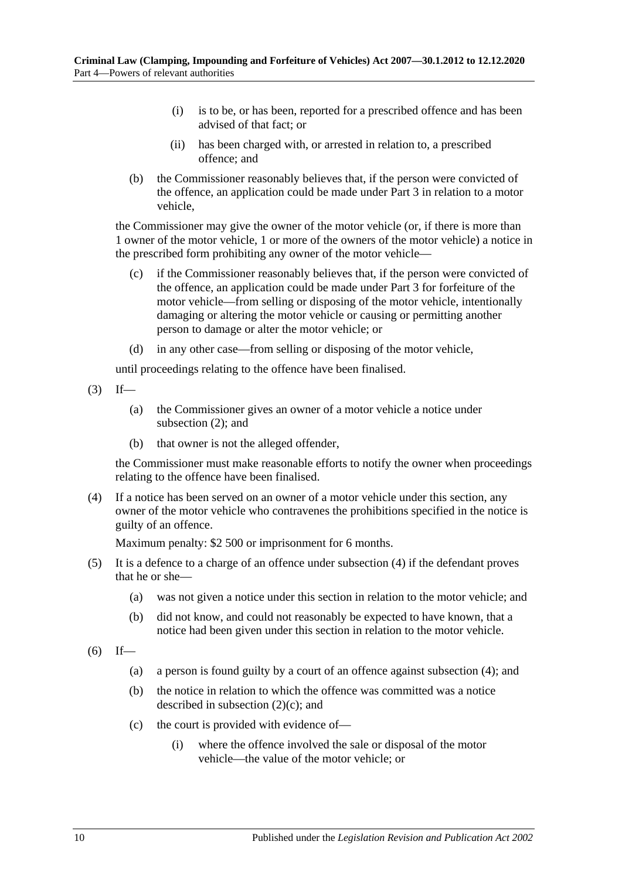(i) is to be, or has been, reported for a prescribed offence and has been advised of that fact; or

(ii) has been charged with, or arrested in relation to, a prescribed offence; and

(b) the Commissioner reasonably believes that, if the person were convicted of the offence, an application could be made under Part 3 in relation to a motor vehicle,

the Commissioner may give the owner of the motor vehicle (or, if there is more than 1 owner of the motor vehicle, 1 or more of the owners of the motor vehicle) a notice in the prescribed form prohibiting any owner of the motor vehicle—

(c) if the Commissioner reasonably believes that, if the person were convicted of the offence, an application could be made under Part 3 for forfeiture of the motor vehicle—from selling or disposing of the motor vehicle, intentionally damaging or altering the motor vehicle or causing or permitting another person to damage or alter the motor vehicle; or

(d) in any other case—from selling or disposing of the motor vehicle,

until proceedings relating to the offence have been finalised.

(3) If—

(a) the Commissioner gives an owner of a motor vehicle a notice under subsection (2); and

(b) that owner is not the alleged offender,

the Commissioner must make reasonable efforts to notify the owner when proceedings relating to the offence have been finalised.

(4) If a notice has been served on an owner of a motor vehicle under this section, any owner of the motor vehicle who contravenes the prohibitions specified in the notice is guilty of an offence.

Maximum penalty: $2 500 or imprisonment for 6 months.

(5) It is a defence to a charge of an offence under subsection (4) if the defendant proves that he or she—

(a) was not given a notice under this section in relation to the motor vehicle; and

(b) did not know, and could not reasonably be expected to have known, that a notice had been given under this section in relation to the motor vehicle.

(6) If—

(a) a person is found guilty by a court of an offence against subsection (4); and

(b) the notice in relation to which the offence was committed was a notice described in subsection (2)(c); and

(c) the court is provided with evidence of—

(i) where the offence involved the sale or disposal of the motor vehicle—the value of the motor vehicle; or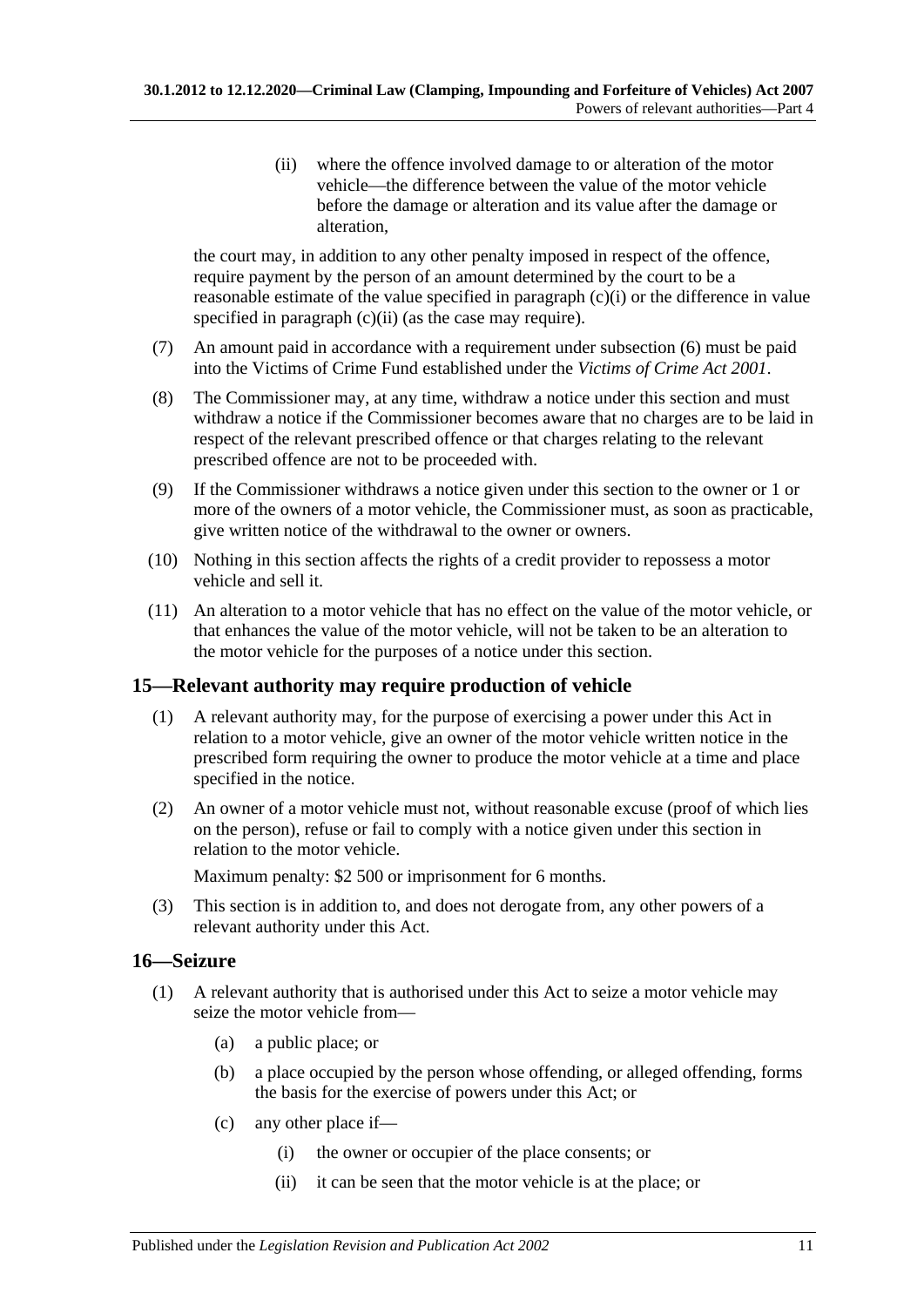(ii) where the offence involved damage to or alteration of the motor vehicle—the difference between the value of the motor vehicle before the damage or alteration and its value after the damage or alteration,

the court may, in addition to any other penalty imposed in respect of the offence, require payment by the person of an amount determined by the court to be a reasonable estimate of the value specified in paragraph (c)(i) or the difference in value specified in paragraph (c)(ii) (as the case may require).

(7) An amount paid in accordance with a requirement under subsection (6) must be paid into the Victims of Crime Fund established under the *Victims of Crime Act 2001*.

(8) The Commissioner may, at any time, withdraw a notice under this section and must withdraw a notice if the Commissioner becomes aware that no charges are to be laid in respect of the relevant prescribed offence or that charges relating to the relevant prescribed offence are not to be proceeded with.

(9) If the Commissioner withdraws a notice given under this section to the owner or 1 or more of the owners of a motor vehicle, the Commissioner must, as soon as practicable, give written notice of the withdrawal to the owner or owners.

(10) Nothing in this section affects the rights of a credit provider to repossess a motor vehicle and sell it.

(11) An alteration to a motor vehicle that has no effect on the value of the motor vehicle, or that enhances the value of the motor vehicle, will not be taken to be an alteration to the motor vehicle for the purposes of a notice under this section.

## 15—Relevant authority may require production of vehicle

(1) A relevant authority may, for the purpose of exercising a power under this Act in relation to a motor vehicle, give an owner of the motor vehicle written notice in the prescribed form requiring the owner to produce the motor vehicle at a time and place specified in the notice.

(2) An owner of a motor vehicle must not, without reasonable excuse (proof of which lies on the person), refuse or fail to comply with a notice given under this section in relation to the motor vehicle.

Maximum penalty: $2 500 or imprisonment for 6 months.

(3) This section is in addition to, and does not derogate from, any other powers of a relevant authority under this Act.

## 16—Seizure

(1) A relevant authority that is authorised under this Act to seize a motor vehicle may seize the motor vehicle from—

(a) a public place; or

(b) a place occupied by the person whose offending, or alleged offending, forms the basis for the exercise of powers under this Act; or

(c) any other place if—

(i) the owner or occupier of the place consents; or

(ii) it can be seen that the motor vehicle is at the place; or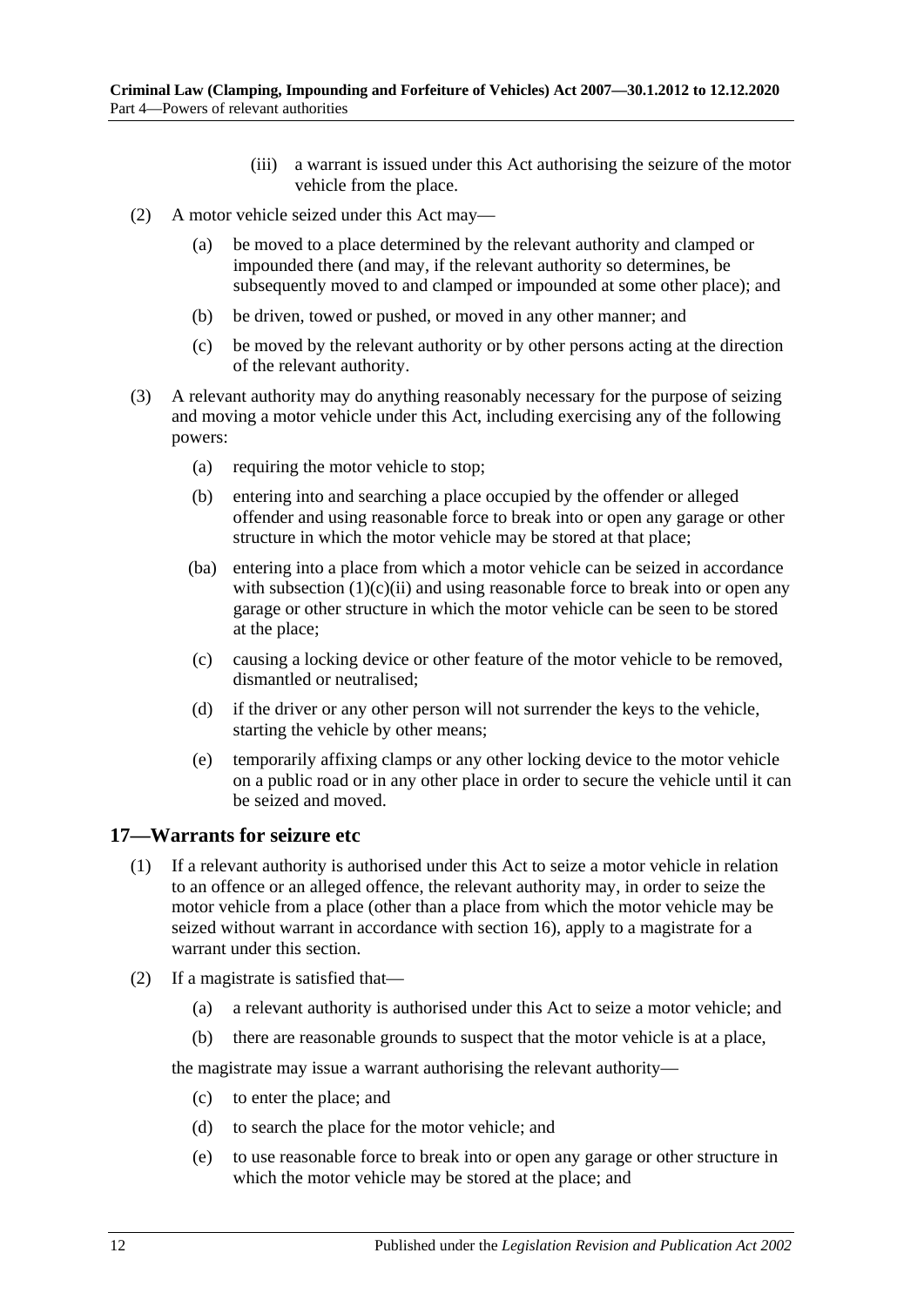(iii) a warrant is issued under this Act authorising the seizure of the motor vehicle from the place.

(2) A motor vehicle seized under this Act may—

(a) be moved to a place determined by the relevant authority and clamped or impounded there (and may, if the relevant authority so determines, be subsequently moved to and clamped or impounded at some other place); and

(b) be driven, towed or pushed, or moved in any other manner; and

(c) be moved by the relevant authority or by other persons acting at the direction of the relevant authority.

(3) A relevant authority may do anything reasonably necessary for the purpose of seizing and moving a motor vehicle under this Act, including exercising any of the following powers:

(a) requiring the motor vehicle to stop;

(b) entering into and searching a place occupied by the offender or alleged offender and using reasonable force to break into or open any garage or other structure in which the motor vehicle may be stored at that place;

(ba) entering into a place from which a motor vehicle can be seized in accordance with subsection (1)(c)(ii) and using reasonable force to break into or open any garage or other structure in which the motor vehicle can be seen to be stored at the place;

(c) causing a locking device or other feature of the motor vehicle to be removed, dismantled or neutralised;

(d) if the driver or any other person will not surrender the keys to the vehicle, starting the vehicle by other means;

(e) temporarily affixing clamps or any other locking device to the motor vehicle on a public road or in any other place in order to secure the vehicle until it can be seized and moved.

## 17—Warrants for seizure etc

(1) If a relevant authority is authorised under this Act to seize a motor vehicle in relation to an offence or an alleged offence, the relevant authority may, in order to seize the motor vehicle from a place (other than a place from which the motor vehicle may be seized without warrant in accordance with section 16), apply to a magistrate for a warrant under this section.

(2) If a magistrate is satisfied that—

(a) a relevant authority is authorised under this Act to seize a motor vehicle; and

(b) there are reasonable grounds to suspect that the motor vehicle is at a place,

the magistrate may issue a warrant authorising the relevant authority—

(c) to enter the place; and

(d) to search the place for the motor vehicle; and

(e) to use reasonable force to break into or open any garage or other structure in which the motor vehicle may be stored at the place; and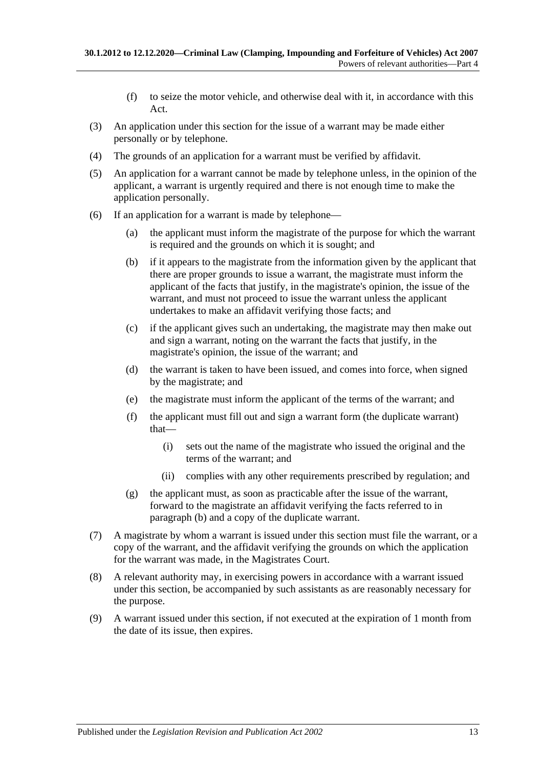(f) to seize the motor vehicle, and otherwise deal with it, in accordance with this Act.

(3) An application under this section for the issue of a warrant may be made either personally or by telephone.

(4) The grounds of an application for a warrant must be verified by affidavit.

(5) An application for a warrant cannot be made by telephone unless, in the opinion of the applicant, a warrant is urgently required and there is not enough time to make the application personally.

(6) If an application for a warrant is made by telephone—

(a) the applicant must inform the magistrate of the purpose for which the warrant is required and the grounds on which it is sought; and

(b) if it appears to the magistrate from the information given by the applicant that there are proper grounds to issue a warrant, the magistrate must inform the applicant of the facts that justify, in the magistrate's opinion, the issue of the warrant, and must not proceed to issue the warrant unless the applicant undertakes to make an affidavit verifying those facts; and

(c) if the applicant gives such an undertaking, the magistrate may then make out and sign a warrant, noting on the warrant the facts that justify, in the magistrate's opinion, the issue of the warrant; and

(d) the warrant is taken to have been issued, and comes into force, when signed by the magistrate; and

(e) the magistrate must inform the applicant of the terms of the warrant; and

(f) the applicant must fill out and sign a warrant form (the duplicate warrant) that—

(i) sets out the name of the magistrate who issued the original and the terms of the warrant; and

(ii) complies with any other requirements prescribed by regulation; and

(g) the applicant must, as soon as practicable after the issue of the warrant, forward to the magistrate an affidavit verifying the facts referred to in paragraph (b) and a copy of the duplicate warrant.

(7) A magistrate by whom a warrant is issued under this section must file the warrant, or a copy of the warrant, and the affidavit verifying the grounds on which the application for the warrant was made, in the Magistrates Court.

(8) A relevant authority may, in exercising powers in accordance with a warrant issued under this section, be accompanied by such assistants as are reasonably necessary for the purpose.

(9) A warrant issued under this section, if not executed at the expiration of 1 month from the date of its issue, then expires.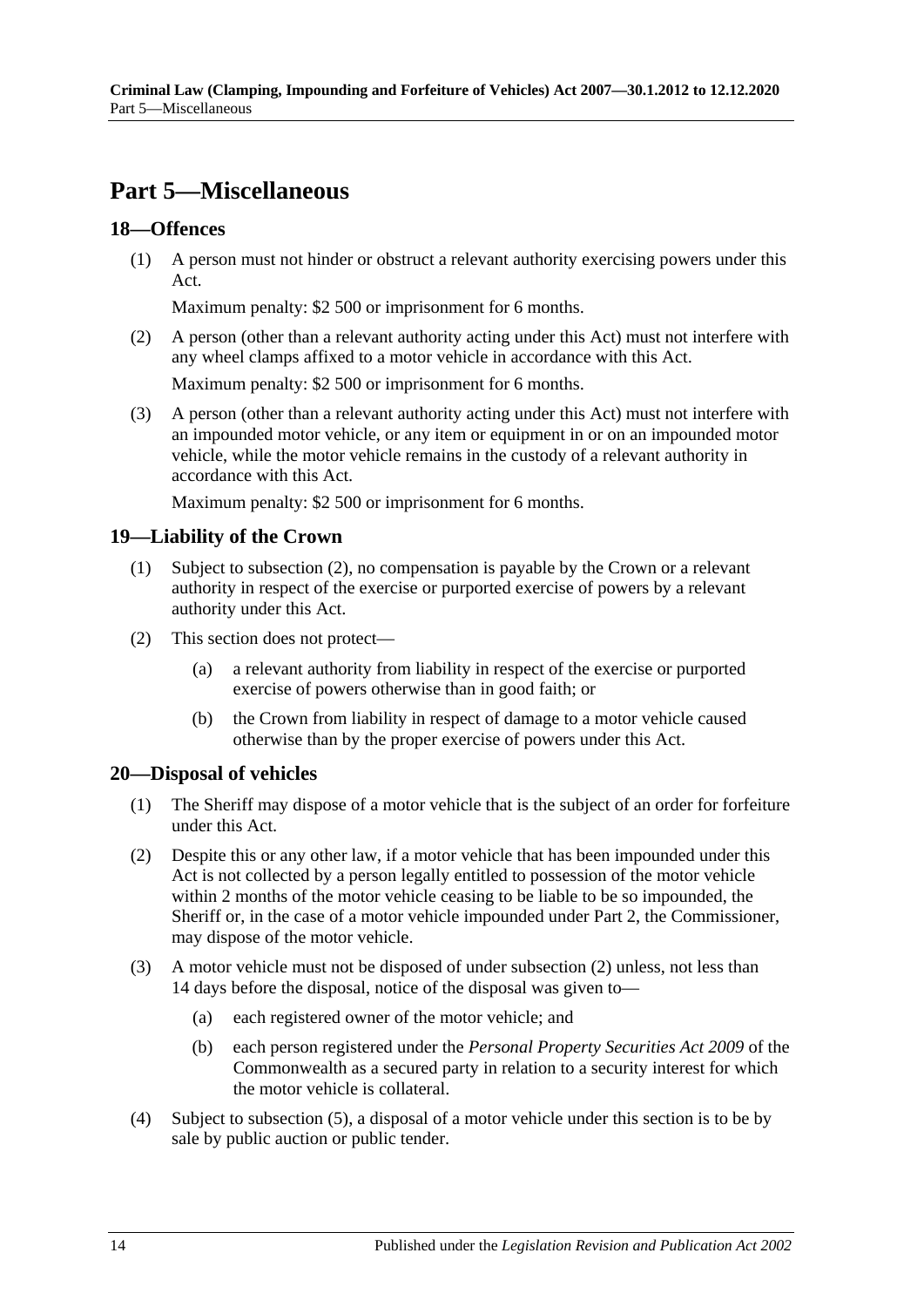# Part 5—Miscellaneous

## 18—Offences

(1) A person must not hinder or obstruct a relevant authority exercising powers under this Act.

Maximum penalty: $2 500 or imprisonment for 6 months.

(2) A person (other than a relevant authority acting under this Act) must not interfere with any wheel clamps affixed to a motor vehicle in accordance with this Act.

Maximum penalty: $2 500 or imprisonment for 6 months.

(3) A person (other than a relevant authority acting under this Act) must not interfere with an impounded motor vehicle, or any item or equipment in or on an impounded motor vehicle, while the motor vehicle remains in the custody of a relevant authority in accordance with this Act.

Maximum penalty: $2 500 or imprisonment for 6 months.

## 19—Liability of the Crown

(1) Subject to subsection (2), no compensation is payable by the Crown or a relevant authority in respect of the exercise or purported exercise of powers by a relevant authority under this Act.

(2) This section does not protect—

(a) a relevant authority from liability in respect of the exercise or purported exercise of powers otherwise than in good faith; or

(b) the Crown from liability in respect of damage to a motor vehicle caused otherwise than by the proper exercise of powers under this Act.

## 20—Disposal of vehicles

(1) The Sheriff may dispose of a motor vehicle that is the subject of an order for forfeiture under this Act.

(2) Despite this or any other law, if a motor vehicle that has been impounded under this Act is not collected by a person legally entitled to possession of the motor vehicle within 2 months of the motor vehicle ceasing to be liable to be so impounded, the Sheriff or, in the case of a motor vehicle impounded under Part 2, the Commissioner, may dispose of the motor vehicle.

(3) A motor vehicle must not be disposed of under subsection (2) unless, not less than 14 days before the disposal, notice of the disposal was given to—

(a) each registered owner of the motor vehicle; and

(b) each person registered under the *Personal Property Securities Act 2009* of the Commonwealth as a secured party in relation to a security interest for which the motor vehicle is collateral.

(4) Subject to subsection (5), a disposal of a motor vehicle under this section is to be by sale by public auction or public tender.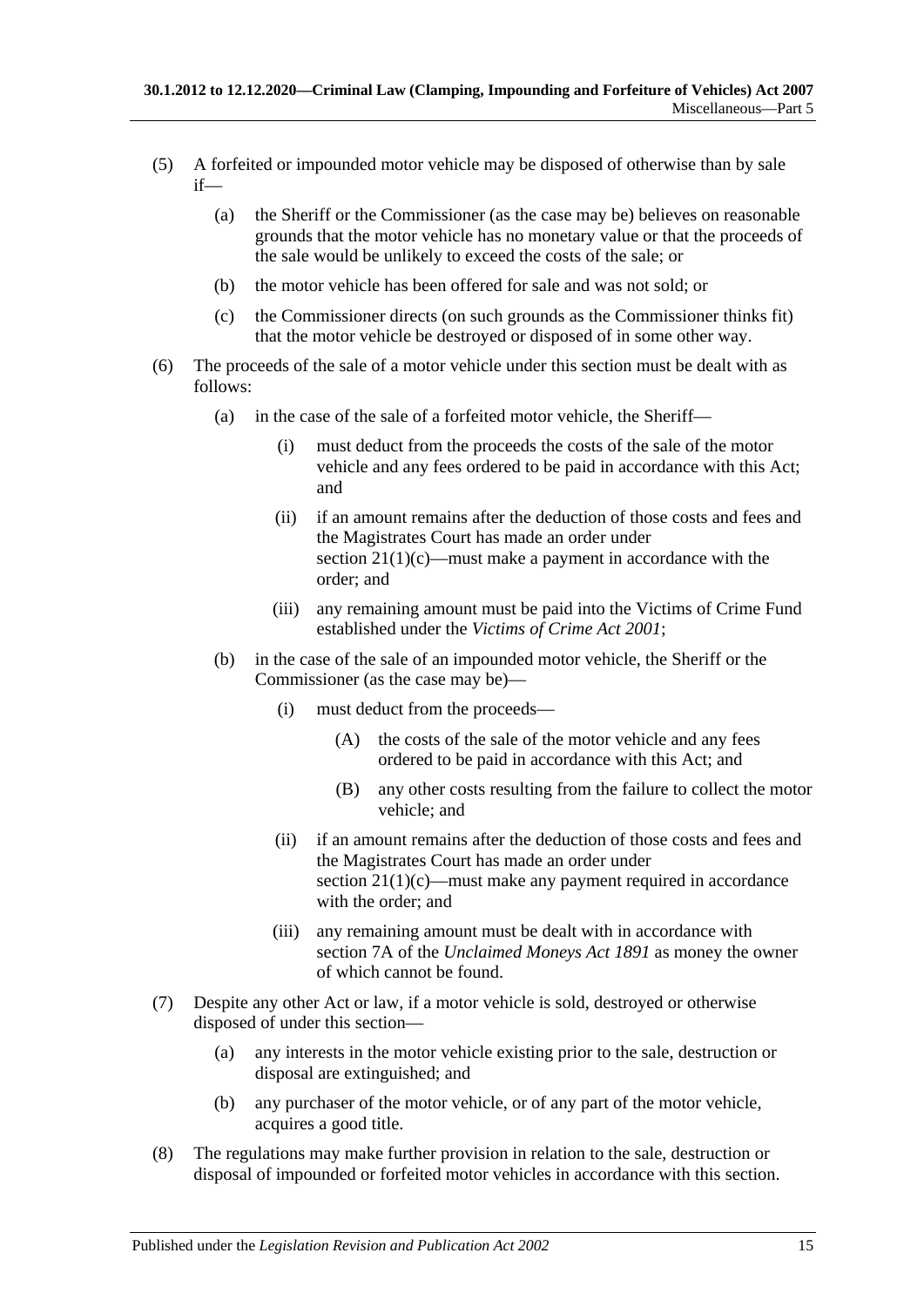(5) A forfeited or impounded motor vehicle may be disposed of otherwise than by sale if—

  (a) the Sheriff or the Commissioner (as the case may be) believes on reasonable grounds that the motor vehicle has no monetary value or that the proceeds of the sale would be unlikely to exceed the costs of the sale; or

  (b) the motor vehicle has been offered for sale and was not sold; or

  (c) the Commissioner directs (on such grounds as the Commissioner thinks fit) that the motor vehicle be destroyed or disposed of in some other way.

(6) The proceeds of the sale of a motor vehicle under this section must be dealt with as follows:

  (a) in the case of the sale of a forfeited motor vehicle, the Sheriff—

    (i) must deduct from the proceeds the costs of the sale of the motor vehicle and any fees ordered to be paid in accordance with this Act; and

    (ii) if an amount remains after the deduction of those costs and fees and the Magistrates Court has made an order under section 21(1)(c)—must make a payment in accordance with the order; and

    (iii) any remaining amount must be paid into the Victims of Crime Fund established under the *Victims of Crime Act 2001*;

  (b) in the case of the sale of an impounded motor vehicle, the Sheriff or the Commissioner (as the case may be)—

    (i) must deduct from the proceeds—

      (A) the costs of the sale of the motor vehicle and any fees ordered to be paid in accordance with this Act; and

      (B) any other costs resulting from the failure to collect the motor vehicle; and

    (ii) if an amount remains after the deduction of those costs and fees and the Magistrates Court has made an order under section 21(1)(c)—must make any payment required in accordance with the order; and

    (iii) any remaining amount must be dealt with in accordance with section 7A of the *Unclaimed Moneys Act 1891* as money the owner of which cannot be found.

(7) Despite any other Act or law, if a motor vehicle is sold, destroyed or otherwise disposed of under this section—

  (a) any interests in the motor vehicle existing prior to the sale, destruction or disposal are extinguished; and

  (b) any purchaser of the motor vehicle, or of any part of the motor vehicle, acquires a good title.

(8) The regulations may make further provision in relation to the sale, destruction or disposal of impounded or forfeited motor vehicles in accordance with this section.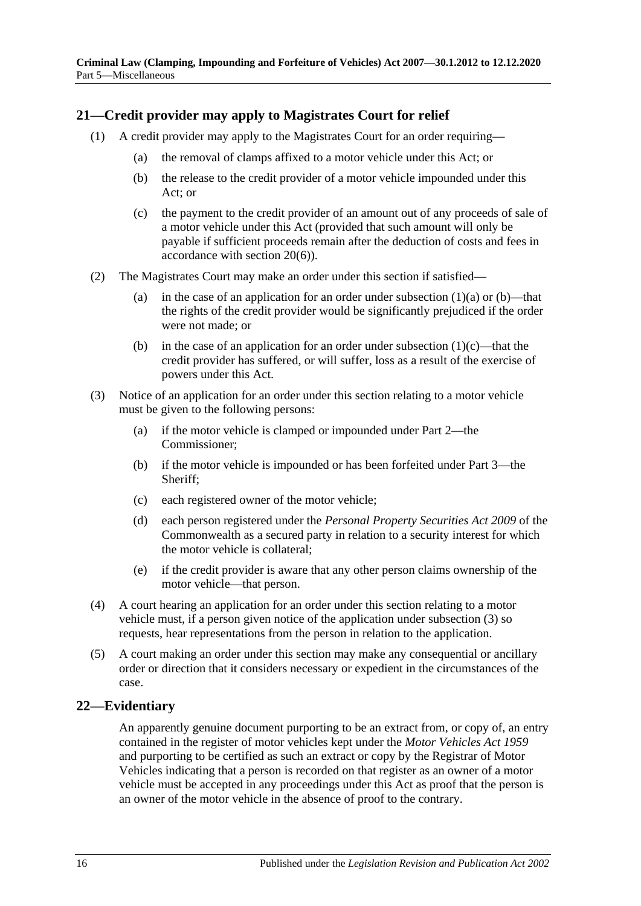## 21—Credit provider may apply to Magistrates Court for relief

(1) A credit provider may apply to the Magistrates Court for an order requiring—

(a) the removal of clamps affixed to a motor vehicle under this Act; or

(b) the release to the credit provider of a motor vehicle impounded under this Act; or

(c) the payment to the credit provider of an amount out of any proceeds of sale of a motor vehicle under this Act (provided that such amount will only be payable if sufficient proceeds remain after the deduction of costs and fees in accordance with section 20(6)).

(2) The Magistrates Court may make an order under this section if satisfied—

(a) in the case of an application for an order under subsection (1)(a) or (b)—that the rights of the credit provider would be significantly prejudiced if the order were not made; or

(b) in the case of an application for an order under subsection (1)(c)—that the credit provider has suffered, or will suffer, loss as a result of the exercise of powers under this Act.

(3) Notice of an application for an order under this section relating to a motor vehicle must be given to the following persons:

(a) if the motor vehicle is clamped or impounded under Part 2—the Commissioner;

(b) if the motor vehicle is impounded or has been forfeited under Part 3—the Sheriff;

(c) each registered owner of the motor vehicle;

(d) each person registered under the *Personal Property Securities Act 2009* of the Commonwealth as a secured party in relation to a security interest for which the motor vehicle is collateral;

(e) if the credit provider is aware that any other person claims ownership of the motor vehicle—that person.

(4) A court hearing an application for an order under this section relating to a motor vehicle must, if a person given notice of the application under subsection (3) so requests, hear representations from the person in relation to the application.

(5) A court making an order under this section may make any consequential or ancillary order or direction that it considers necessary or expedient in the circumstances of the case.

## 22—Evidentiary

An apparently genuine document purporting to be an extract from, or copy of, an entry contained in the register of motor vehicles kept under the *Motor Vehicles Act 1959* and purporting to be certified as such an extract or copy by the Registrar of Motor Vehicles indicating that a person is recorded on that register as an owner of a motor vehicle must be accepted in any proceedings under this Act as proof that the person is an owner of the motor vehicle in the absence of proof to the contrary.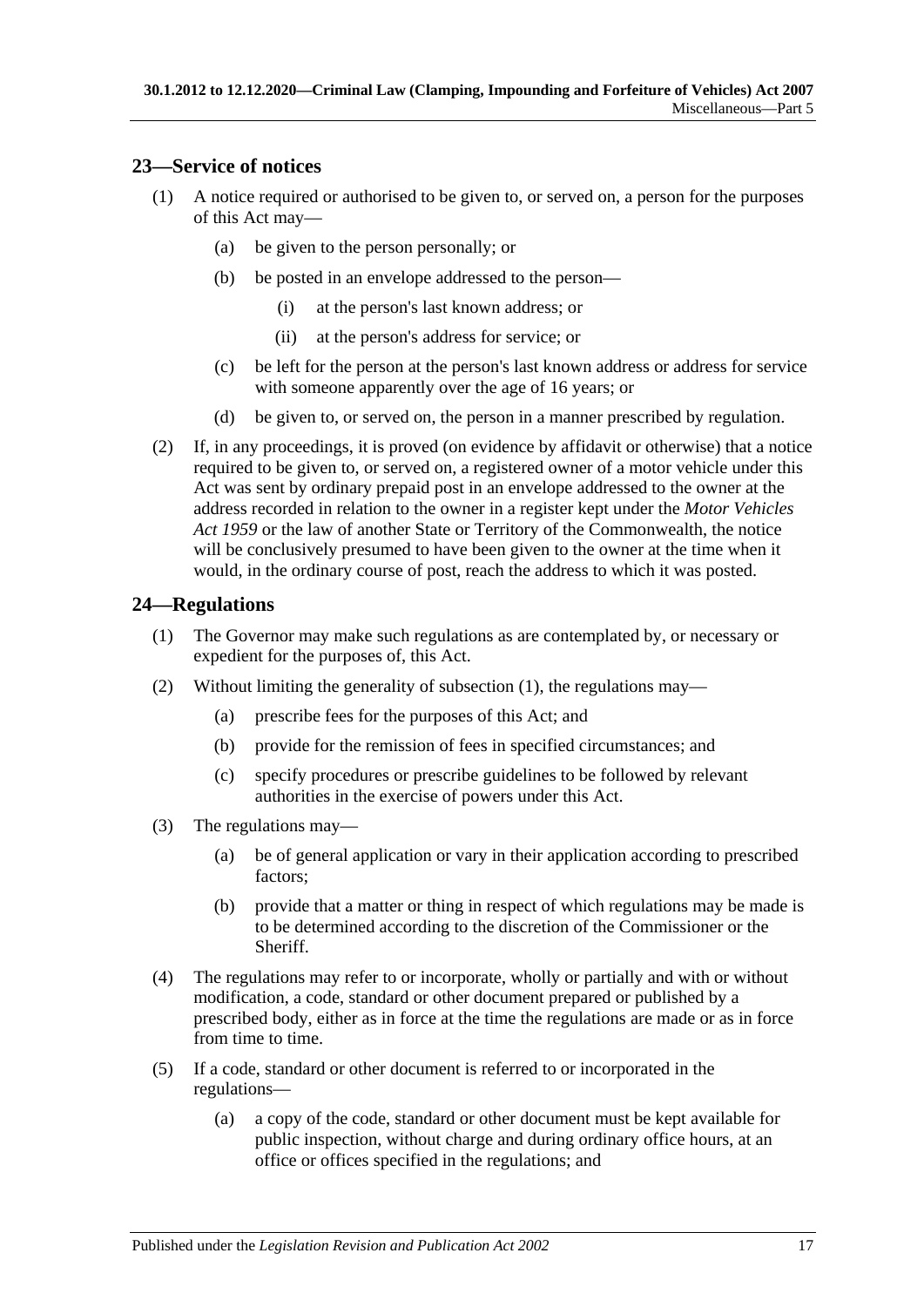## 23—Service of notices

(1) A notice required or authorised to be given to, or served on, a person for the purposes of this Act may—

  (a) be given to the person personally; or

  (b) be posted in an envelope addressed to the person—

    (i) at the person's last known address; or

    (ii) at the person's address for service; or

  (c) be left for the person at the person's last known address or address for service with someone apparently over the age of 16 years; or

  (d) be given to, or served on, the person in a manner prescribed by regulation.

(2) If, in any proceedings, it is proved (on evidence by affidavit or otherwise) that a notice required to be given to, or served on, a registered owner of a motor vehicle under this Act was sent by ordinary prepaid post in an envelope addressed to the owner at the address recorded in relation to the owner in a register kept under the *Motor Vehicles Act 1959* or the law of another State or Territory of the Commonwealth, the notice will be conclusively presumed to have been given to the owner at the time when it would, in the ordinary course of post, reach the address to which it was posted.

## 24—Regulations

(1) The Governor may make such regulations as are contemplated by, or necessary or expedient for the purposes of, this Act.

(2) Without limiting the generality of subsection (1), the regulations may—

  (a) prescribe fees for the purposes of this Act; and

  (b) provide for the remission of fees in specified circumstances; and

  (c) specify procedures or prescribe guidelines to be followed by relevant authorities in the exercise of powers under this Act.

(3) The regulations may—

  (a) be of general application or vary in their application according to prescribed factors;

  (b) provide that a matter or thing in respect of which regulations may be made is to be determined according to the discretion of the Commissioner or the Sheriff.

(4) The regulations may refer to or incorporate, wholly or partially and with or without modification, a code, standard or other document prepared or published by a prescribed body, either as in force at the time the regulations are made or as in force from time to time.

(5) If a code, standard or other document is referred to or incorporated in the regulations—

  (a) a copy of the code, standard or other document must be kept available for public inspection, without charge and during ordinary office hours, at an office or offices specified in the regulations; and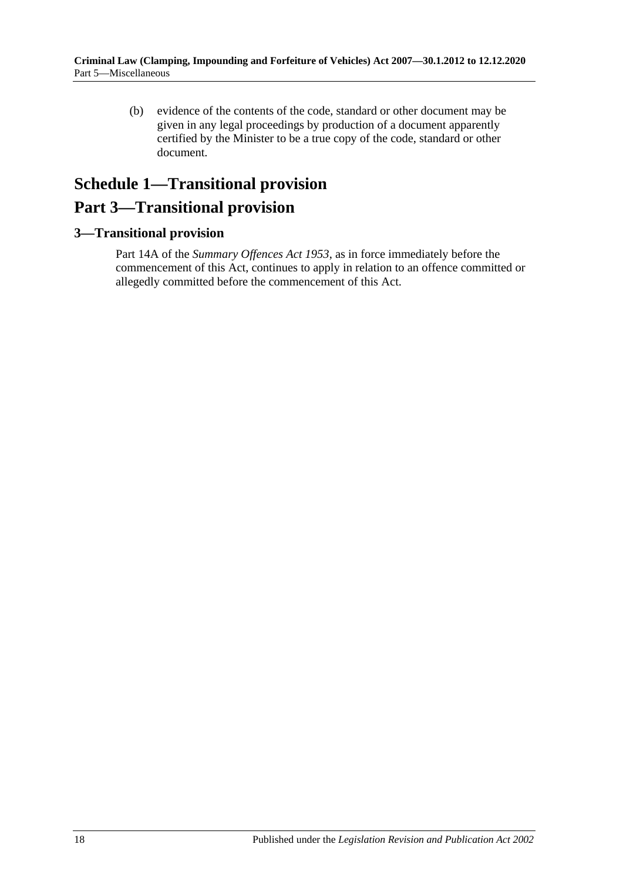(b) evidence of the contents of the code, standard or other document may be given in any legal proceedings by production of a document apparently certified by the Minister to be a true copy of the code, standard or other document.

# Schedule 1—Transitional provision

# Part 3—Transitional provision

## 3—Transitional provision

Part 14A of the *Summary Offences Act 1953*, as in force immediately before the commencement of this Act, continues to apply in relation to an offence committed or allegedly committed before the commencement of this Act.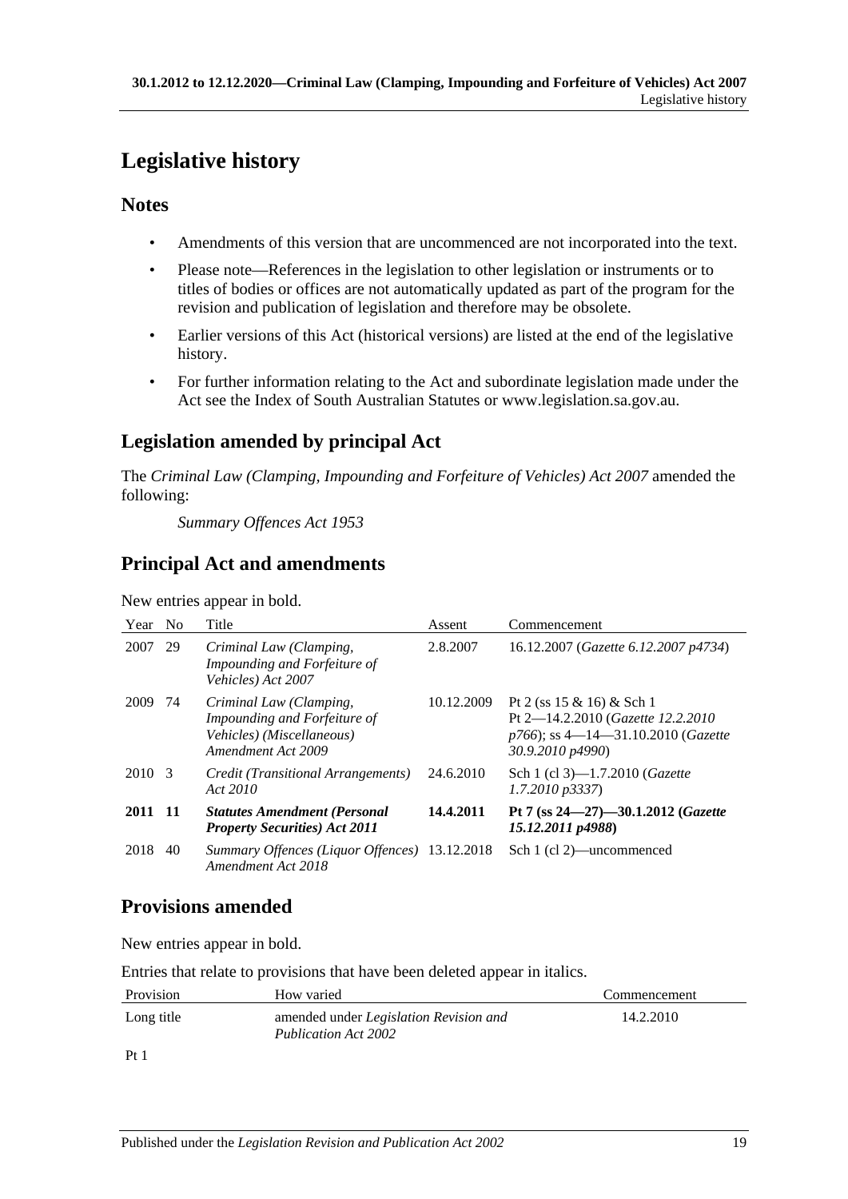# Legislative history

## Notes

- Amendments of this version that are uncommenced are not incorporated into the text.
- Please note—References in the legislation to other legislation or instruments or to titles of bodies or offices are not automatically updated as part of the program for the revision and publication of legislation and therefore may be obsolete.
- Earlier versions of this Act (historical versions) are listed at the end of the legislative history.
- For further information relating to the Act and subordinate legislation made under the Act see the Index of South Australian Statutes or www.legislation.sa.gov.au.

## Legislation amended by principal Act

The *Criminal Law (Clamping, Impounding and Forfeiture of Vehicles) Act 2007* amended the following:

*Summary Offences Act 1953*

## Principal Act and amendments

New entries appear in bold.

| Year | No | Title | Assent | Commencement |
|---|---|---|---|---|
| 2007 | 29 | *Criminal Law (Clamping, Impounding and Forfeiture of Vehicles) Act 2007* | 2.8.2007 | 16.12.2007 (*Gazette 6.12.2007 p4734*) |
| 2009 | 74 | *Criminal Law (Clamping, Impounding and Forfeiture of Vehicles) (Miscellaneous) Amendment Act 2009* | 10.12.2009 | Pt 2 (ss 15 & 16) & Sch 1 Pt 2—14.2.2010 (*Gazette 12.2.2010 p766*); ss 4—14—31.10.2010 (*Gazette 30.9.2010 p4990*) |
| 2010 | 3 | *Credit (Transitional Arrangements) Act 2010* | 24.6.2010 | Sch 1 (cl 3)—1.7.2010 (*Gazette 1.7.2010 p3337*) |
| **2011** | **11** | ***Statutes Amendment (Personal Property Securities) Act 2011*** | **14.4.2011** | **Pt 7 (ss 24—27)—30.1.2012 (*Gazette 15.12.2011 p4988*)** |
| 2018 | 40 | *Summary Offences (Liquor Offences) Amendment Act 2018* | 13.12.2018 | Sch 1 (cl 2)—uncommenced |

## Provisions amended

New entries appear in bold.

Entries that relate to provisions that have been deleted appear in italics.

| Provision | How varied | Commencement |
|---|---|---|
| Long title | amended under *Legislation Revision and Publication Act 2002* | 14.2.2010 |
| Pt 1 | | |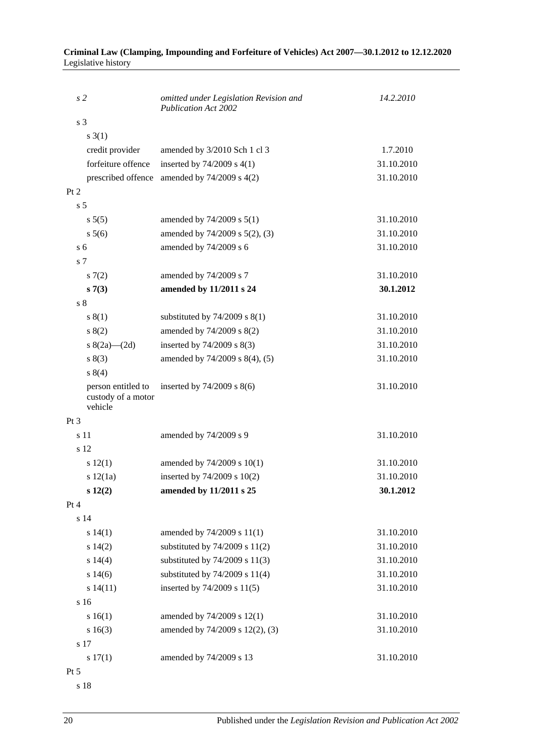| | | |
|---|---|---|
| *s 2* | *omitted under Legislation Revision and Publication Act 2002* | *14.2.2010* |
| s 3 | | |
| s 3(1) | | |
| credit provider | amended by 3/2010 Sch 1 cl 3 | 1.7.2010 |
| forfeiture offence | inserted by 74/2009 s 4(1) | 31.10.2010 |
| prescribed offence | amended by 74/2009 s 4(2) | 31.10.2010 |
| Pt 2 | | |
| s 5 | | |
| s 5(5) | amended by 74/2009 s 5(1) | 31.10.2010 |
| s 5(6) | amended by 74/2009 s 5(2), (3) | 31.10.2010 |
| s 6 | amended by 74/2009 s 6 | 31.10.2010 |
| s 7 | | |
| s 7(2) | amended by 74/2009 s 7 | 31.10.2010 |
| **s 7(3)** | **amended by 11/2011 s 24** | **30.1.2012** |
| s 8 | | |
| s 8(1) | substituted by 74/2009 s 8(1) | 31.10.2010 |
| s 8(2) | amended by 74/2009 s 8(2) | 31.10.2010 |
| s 8(2a)—(2d) | inserted by 74/2009 s 8(3) | 31.10.2010 |
| s 8(3) | amended by 74/2009 s 8(4), (5) | 31.10.2010 |
| s 8(4) | | |
| person entitled to custody of a motor vehicle | inserted by 74/2009 s 8(6) | 31.10.2010 |
| Pt 3 | | |
| s 11 | amended by 74/2009 s 9 | 31.10.2010 |
| s 12 | | |
| s 12(1) | amended by 74/2009 s 10(1) | 31.10.2010 |
| s 12(1a) | inserted by 74/2009 s 10(2) | 31.10.2010 |
| **s 12(2)** | **amended by 11/2011 s 25** | **30.1.2012** |
| Pt 4 | | |
| s 14 | | |
| s 14(1) | amended by 74/2009 s 11(1) | 31.10.2010 |
| s 14(2) | substituted by 74/2009 s 11(2) | 31.10.2010 |
| s 14(4) | substituted by 74/2009 s 11(3) | 31.10.2010 |
| s 14(6) | substituted by 74/2009 s 11(4) | 31.10.2010 |
| s 14(11) | inserted by 74/2009 s 11(5) | 31.10.2010 |
| s 16 | | |
| s 16(1) | amended by 74/2009 s 12(1) | 31.10.2010 |
| s 16(3) | amended by 74/2009 s 12(2), (3) | 31.10.2010 |
| s 17 | | |
| s 17(1) | amended by 74/2009 s 13 | 31.10.2010 |
| Pt 5 | | |
| s 18 | | |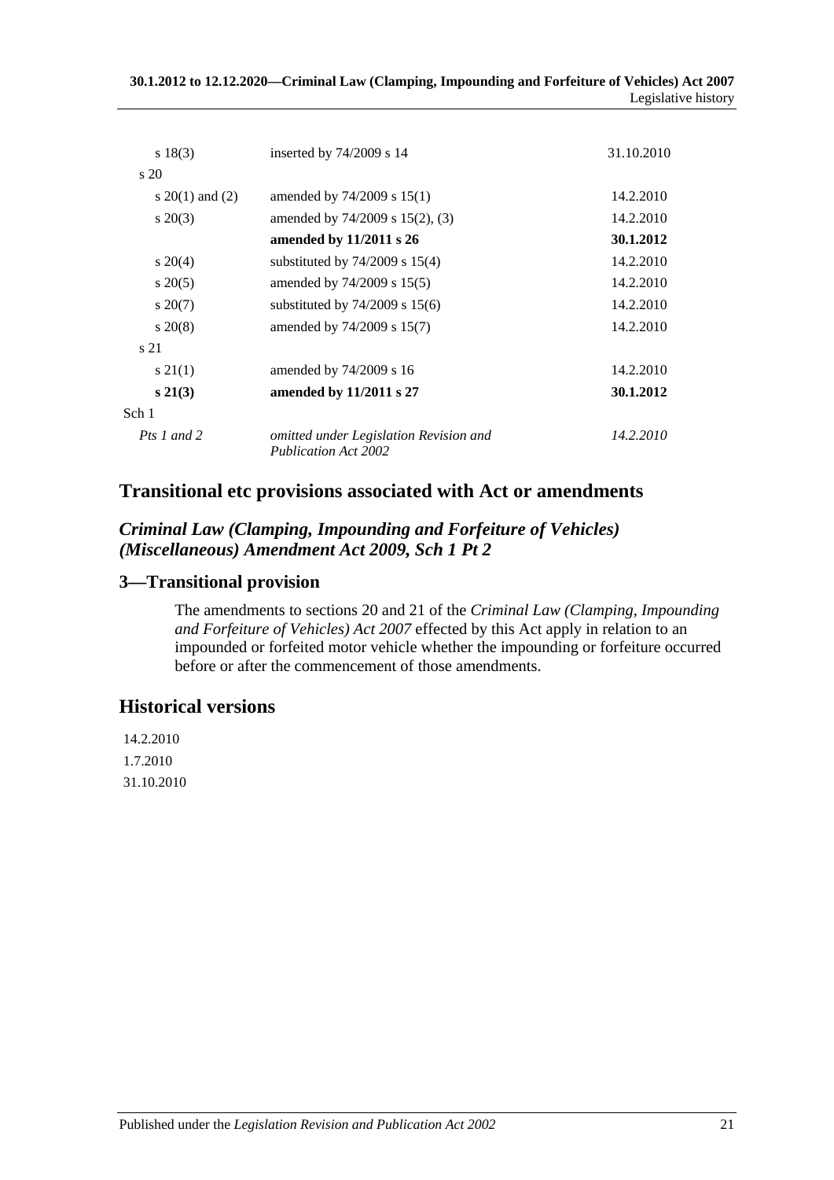| | | |
|---|---|---|
| s 18(3) | inserted by 74/2009 s 14 | 31.10.2010 |
| s 20 | | |
| s 20(1) and (2) | amended by 74/2009 s 15(1) | 14.2.2010 |
| s 20(3) | amended by 74/2009 s 15(2), (3) | 14.2.2010 |
| | **amended by 11/2011 s 26** | **30.1.2012** |
| s 20(4) | substituted by 74/2009 s 15(4) | 14.2.2010 |
| s 20(5) | amended by 74/2009 s 15(5) | 14.2.2010 |
| s 20(7) | substituted by 74/2009 s 15(6) | 14.2.2010 |
| s 20(8) | amended by 74/2009 s 15(7) | 14.2.2010 |
| s 21 | | |
| s 21(1) | amended by 74/2009 s 16 | 14.2.2010 |
| **s 21(3)** | **amended by 11/2011 s 27** | **30.1.2012** |
| Sch 1 | | |
| *Pts 1 and 2* | *omitted under Legislation Revision and Publication Act 2002* | *14.2.2010* |

## Transitional etc provisions associated with Act or amendments

### *Criminal Law (Clamping, Impounding and Forfeiture of Vehicles) (Miscellaneous) Amendment Act 2009, Sch 1 Pt 2*

### 3—Transitional provision

The amendments to sections 20 and 21 of the *Criminal Law (Clamping, Impounding and Forfeiture of Vehicles) Act 2007* effected by this Act apply in relation to an impounded or forfeited motor vehicle whether the impounding or forfeiture occurred before or after the commencement of those amendments.

## Historical versions

14.2.2010

1.7.2010

31.10.2010